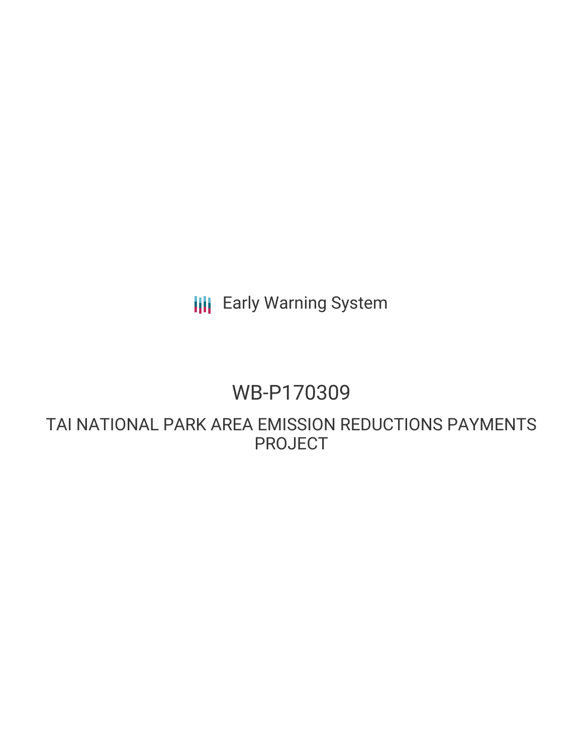Early Warning System

# WB-P170309

## TAI NATIONAL PARK AREA EMISSION REDUCTIONS PAYMENTS PROJECT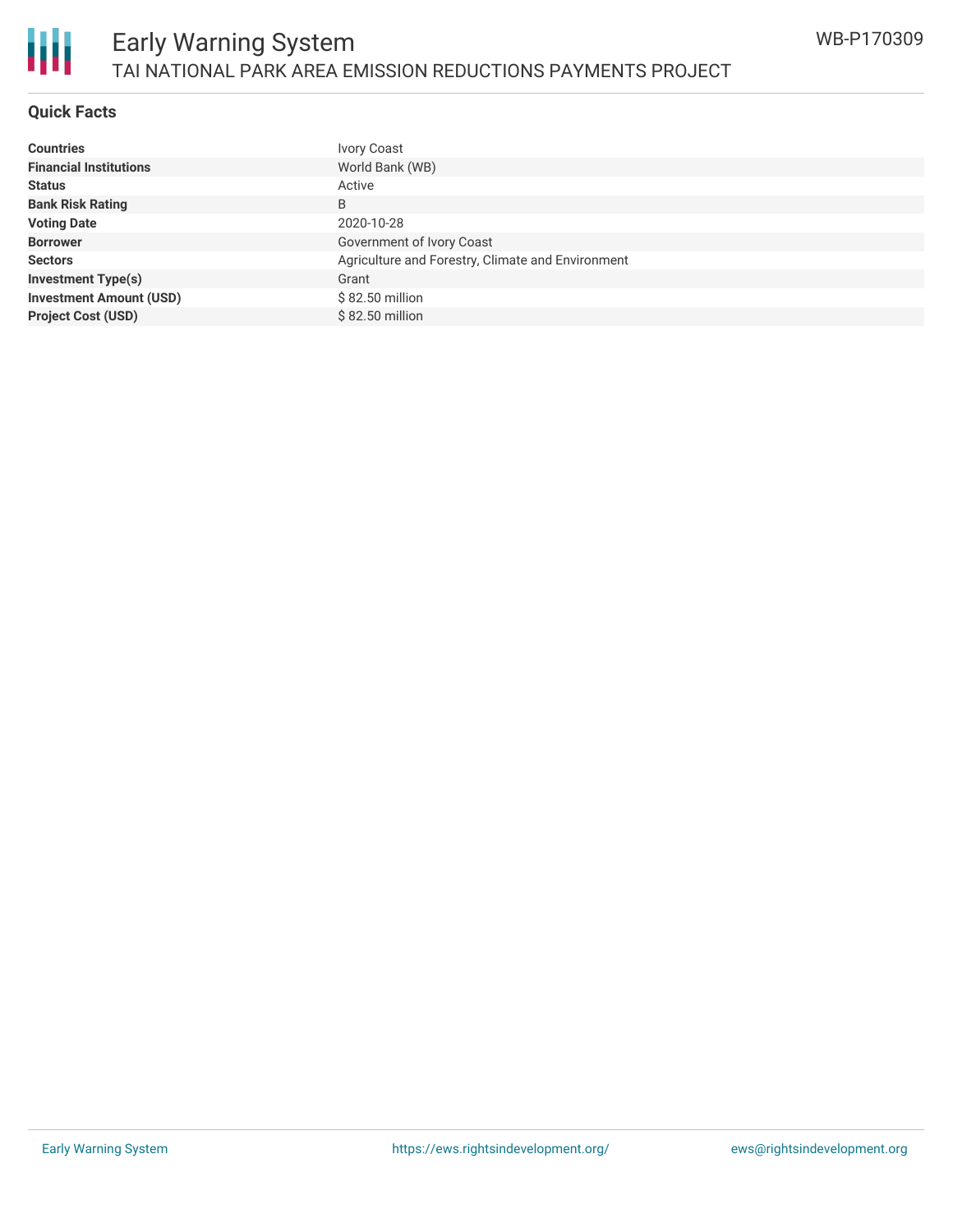# Early Warning System

## TAI NATIONAL PARK AREA EMISSION REDUCTIONS PAYMENTS PROJECT

WB-P170309

### Quick Facts

| | |
|---|---|
| **Countries** | Ivory Coast |
| **Financial Institutions** | World Bank (WB) |
| **Status** | Active |
| **Bank Risk Rating** | B |
| **Voting Date** | 2020-10-28 |
| **Borrower** | Government of Ivory Coast |
| **Sectors** | Agriculture and Forestry, Climate and Environment |
| **Investment Type(s)** | Grant |
| **Investment Amount (USD)** | $ 82.50 million |
| **Project Cost (USD)** | $ 82.50 million |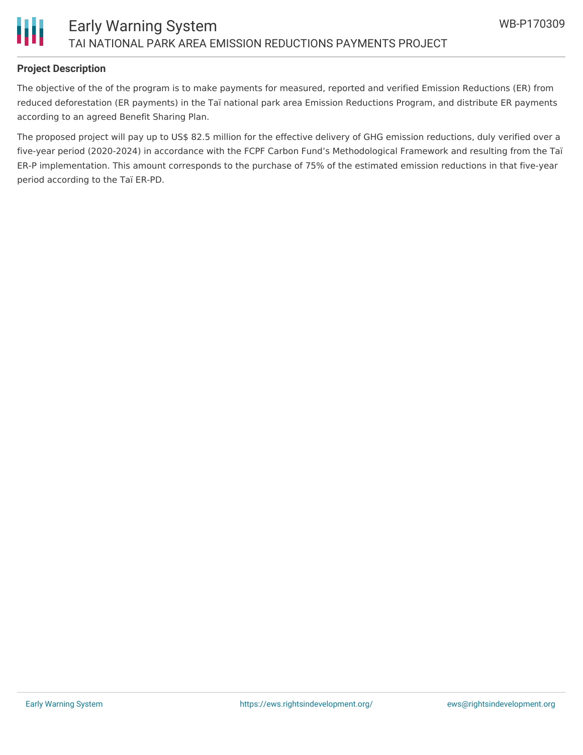**Project Description**

The objective of the of the program is to make payments for measured, reported and verified Emission Reductions (ER) from reduced deforestation (ER payments) in the Taï national park area Emission Reductions Program, and distribute ER payments according to an agreed Benefit Sharing Plan.

The proposed project will pay up to US$ 82.5 million for the effective delivery of GHG emission reductions, duly verified over a five-year period (2020-2024) in accordance with the FCPF Carbon Fund's Methodological Framework and resulting from the Taï ER-P implementation. This amount corresponds to the purchase of 75% of the estimated emission reductions in that five-year period according to the Taï ER-PD.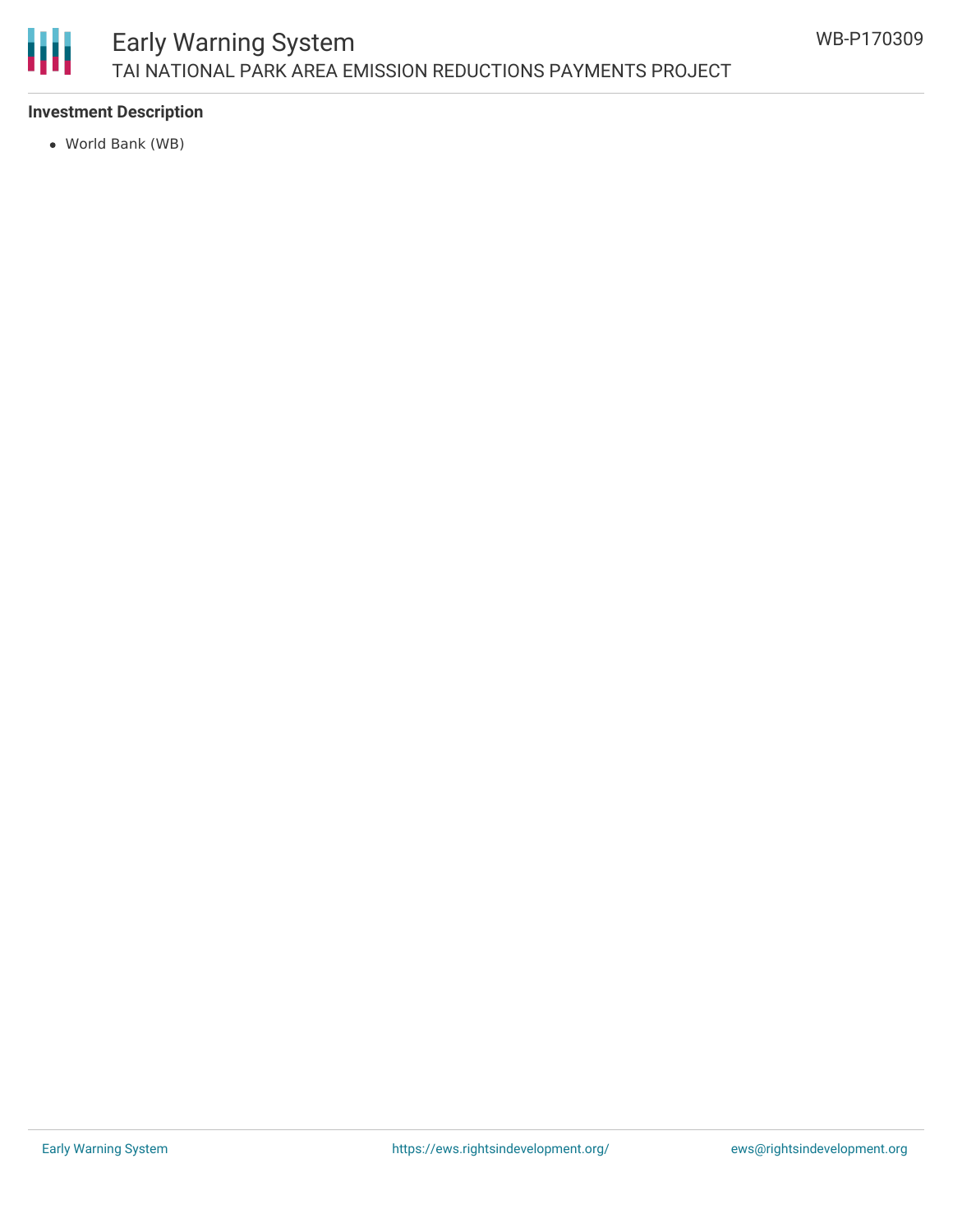**Investment Description**

- World Bank (WB)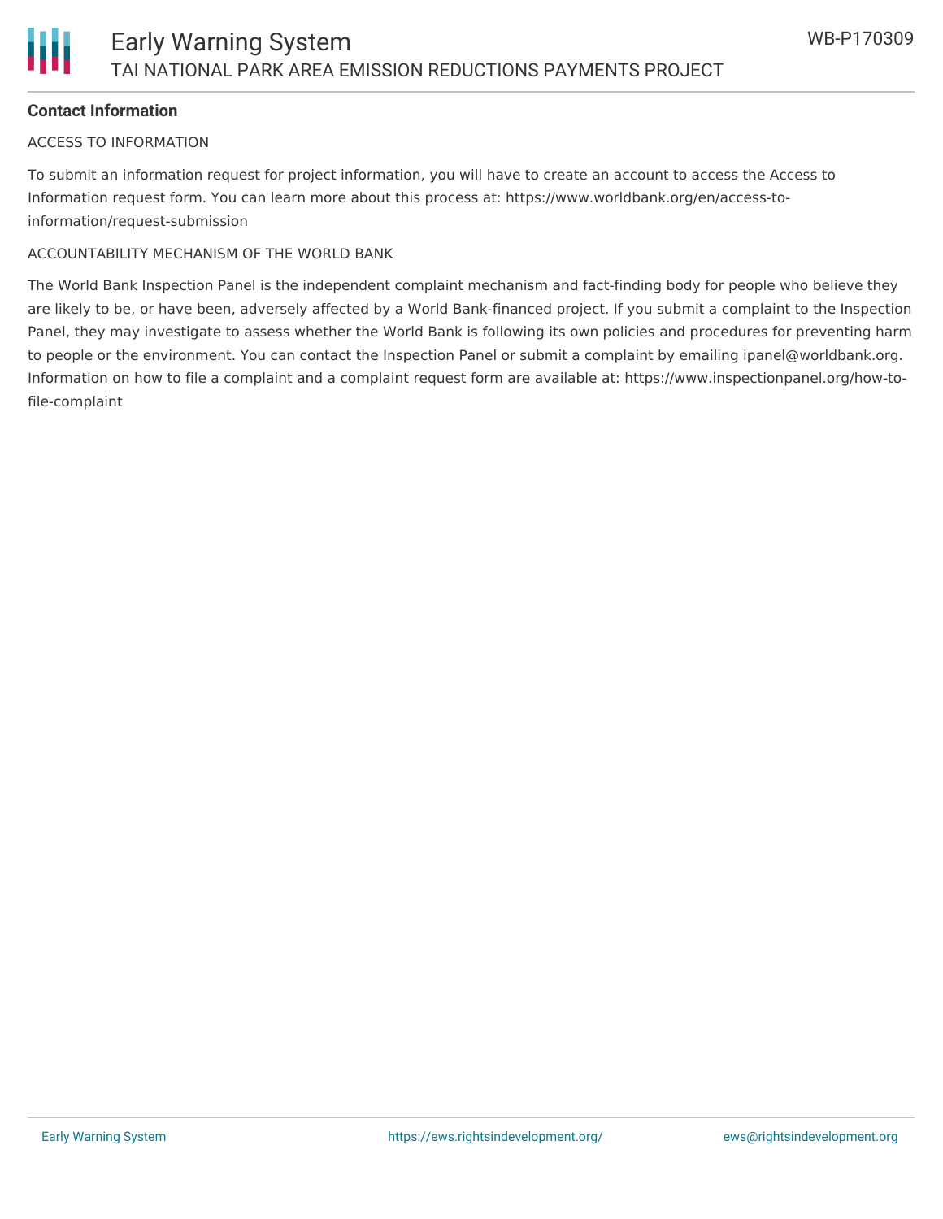**Contact Information**

ACCESS TO INFORMATION

To submit an information request for project information, you will have to create an account to access the Access to Information request form. You can learn more about this process at: https://www.worldbank.org/en/access-to-information/request-submission

ACCOUNTABILITY MECHANISM OF THE WORLD BANK

The World Bank Inspection Panel is the independent complaint mechanism and fact-finding body for people who believe they are likely to be, or have been, adversely affected by a World Bank-financed project. If you submit a complaint to the Inspection Panel, they may investigate to assess whether the World Bank is following its own policies and procedures for preventing harm to people or the environment. You can contact the Inspection Panel or submit a complaint by emailing ipanel@worldbank.org. Information on how to file a complaint and a complaint request form are available at: https://www.inspectionpanel.org/how-to-file-complaint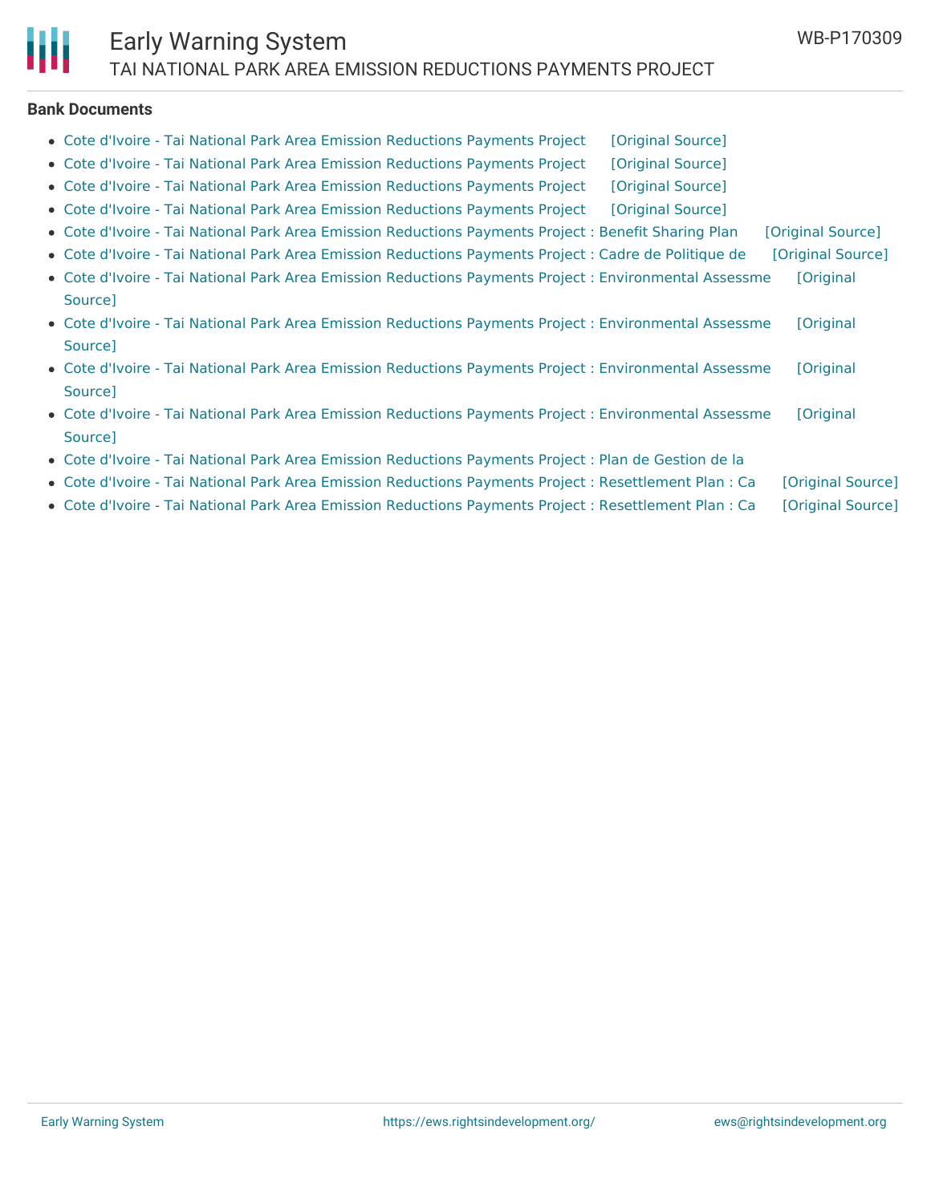**Bank Documents**

- Cote d'Ivoire - Tai National Park Area Emission Reductions Payments Project [Original Source]
- Cote d'Ivoire - Tai National Park Area Emission Reductions Payments Project [Original Source]
- Cote d'Ivoire - Tai National Park Area Emission Reductions Payments Project [Original Source]
- Cote d'Ivoire - Tai National Park Area Emission Reductions Payments Project [Original Source]
- Cote d'Ivoire - Tai National Park Area Emission Reductions Payments Project : Benefit Sharing Plan [Original Source]
- Cote d'Ivoire - Tai National Park Area Emission Reductions Payments Project : Cadre de Politique de [Original Source]
- Cote d'Ivoire - Tai National Park Area Emission Reductions Payments Project : Environmental Assessme [Original Source]
- Cote d'Ivoire - Tai National Park Area Emission Reductions Payments Project : Environmental Assessme [Original Source]
- Cote d'Ivoire - Tai National Park Area Emission Reductions Payments Project : Environmental Assessme [Original Source]
- Cote d'Ivoire - Tai National Park Area Emission Reductions Payments Project : Environmental Assessme [Original Source]
- Cote d'Ivoire - Tai National Park Area Emission Reductions Payments Project : Plan de Gestion de la
- Cote d'Ivoire - Tai National Park Area Emission Reductions Payments Project : Resettlement Plan : Ca [Original Source]
- Cote d'Ivoire - Tai National Park Area Emission Reductions Payments Project : Resettlement Plan : Ca [Original Source]